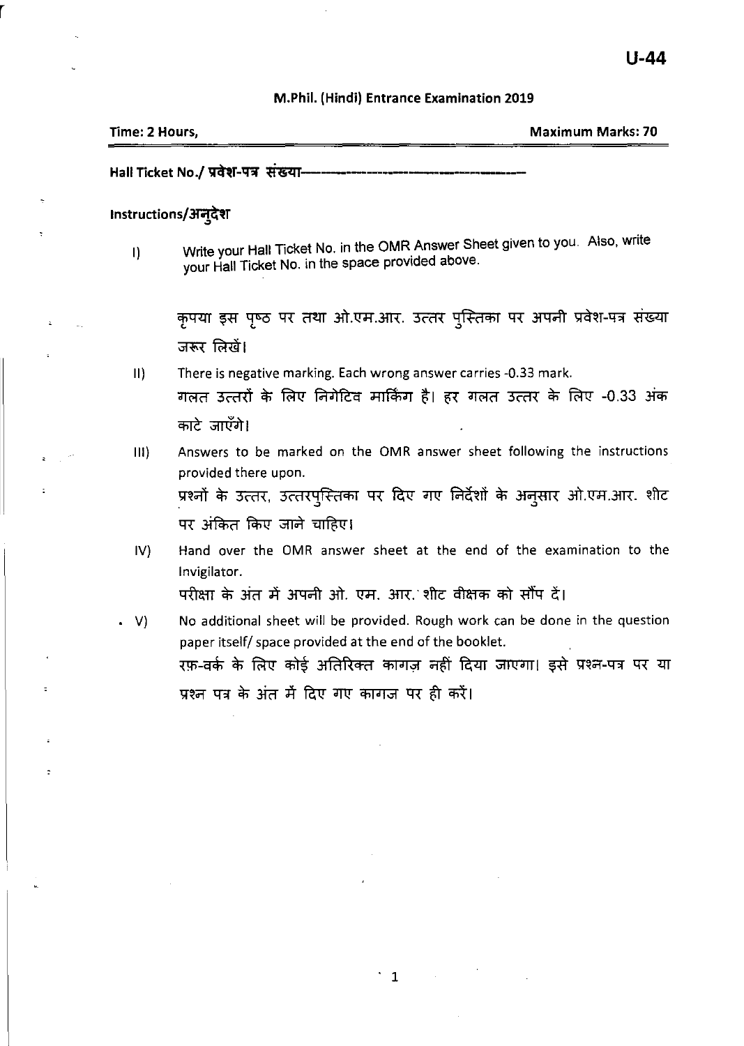U-44

## M.Phil. (Hindi) Entrance Examination 2019

**Time: 2 Hours,** **Maximum Marks: 70**

**Hall Ticket No./ प्रवेश-पत्र संख्या**------------------------------------------

**Instructions/अनुदेश**

I) Write your Hall Ticket No. in the OMR Answer Sheet given to you. Also, write your Hall Ticket No. in the space provided above.

कृपया इस पृष्ठ पर तथा ओ.एम.आर. उत्तर पुस्तिका पर अपनी प्रवेश-पत्र संख्या जरूर लिखें।

II) There is negative marking. Each wrong answer carries -0.33 mark.
गलत उत्तरों के लिए निगेटिव मार्किंग है। हर गलत उत्तर के लिए -0.33 अंक काटे जाएँगे।

III) Answers to be marked on the OMR answer sheet following the instructions provided there upon.
प्रश्नों के उत्तर, उत्तरपुस्तिका पर दिए गए निर्देशों के अनुसार ओ.एम.आर. शीट पर अंकित किए जाने चाहिए।

IV) Hand over the OMR answer sheet at the end of the examination to the Invigilator.
परीक्षा के अंत में अपनी ओ. एम. आर. शीट वीक्षक को सौंप दें।

V) No additional sheet will be provided. Rough work can be done in the question paper itself/ space provided at the end of the booklet.
रफ़-वर्क के लिए कोई अतिरिक्त कागज़ नहीं दिया जाएगा। इसे प्रश्न-पत्र पर या प्रश्न पत्र के अंत में दिए गए कागज पर ही करें।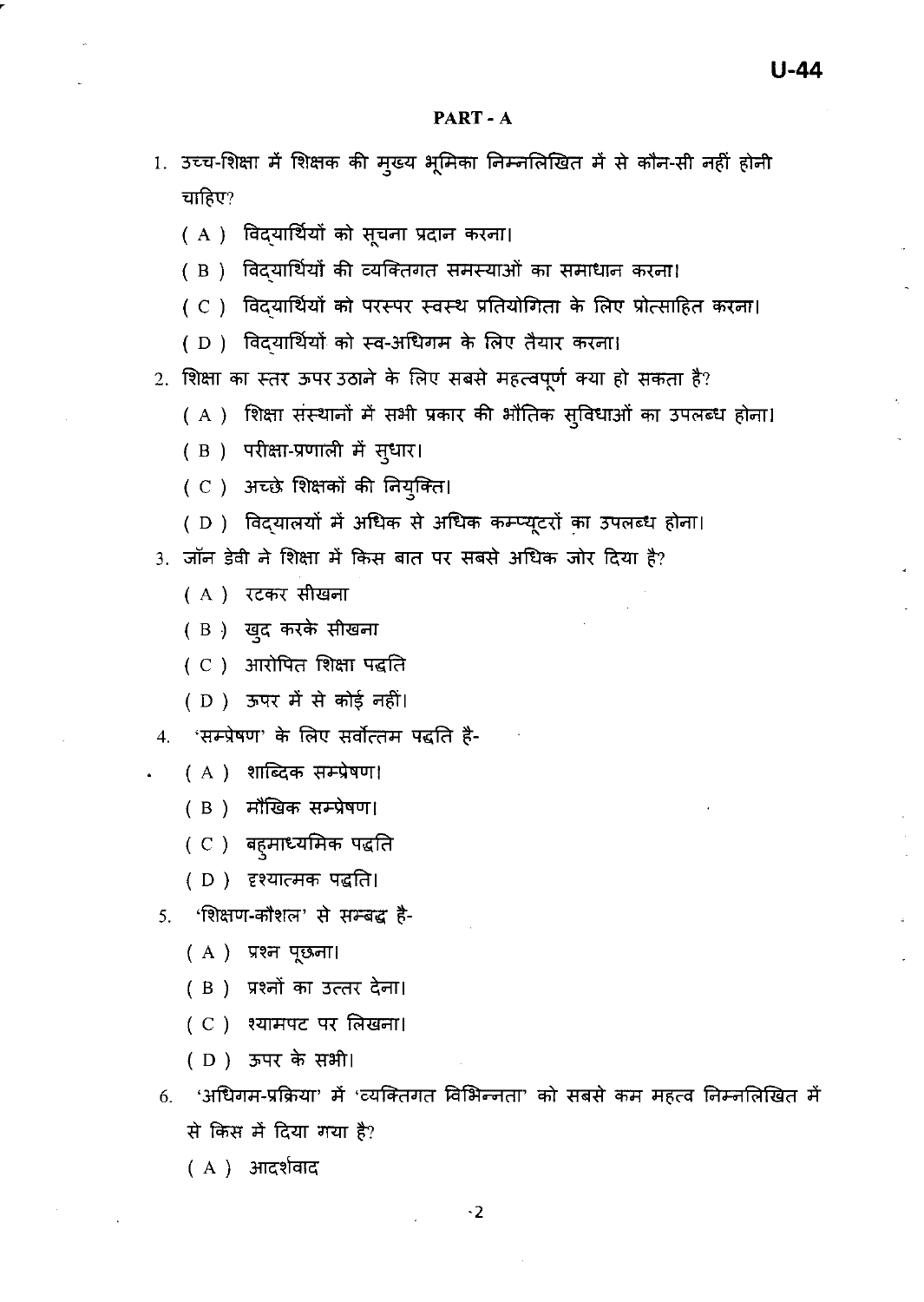## PART - A

1. उच्च-शिक्षा में शिक्षक की मुख्य भूमिका निम्नलिखित में से कौन-सी नहीं होनी चाहिए?
   - ( A ) विद्यार्थियों को सूचना प्रदान करना।
   - ( B ) विद्यार्थियों की व्यक्तिगत समस्याओं का समाधान करना।
   - ( C ) विद्यार्थियों को परस्पर स्वस्थ प्रतियोगिता के लिए प्रोत्साहित करना।
   - ( D ) विद्यार्थियों को स्व-अधिगम के लिए तैयार करना।

2. शिक्षा का स्तर ऊपर उठाने के लिए सबसे महत्वपूर्ण क्या हो सकता है?
   - ( A ) शिक्षा संस्थानों में सभी प्रकार की भौतिक सुविधाओं का उपलब्ध होना।
   - ( B ) परीक्षा-प्रणाली में सुधार।
   - ( C ) अच्छे शिक्षकों की नियुक्ति।
   - ( D ) विद्यालयों में अधिक से अधिक कम्प्यूटरों का उपलब्ध होना।

3. जॉन डेवी ने शिक्षा में किस बात पर सबसे अधिक जोर दिया है?
   - ( A ) रटकर सीखना
   - ( B ) खुद करके सीखना
   - ( C ) आरोपित शिक्षा पद्धति
   - ( D ) ऊपर में से कोई नहीं।

4. 'सम्प्रेषण' के लिए सर्वोत्तम पद्धति है-
   - ( A ) शाब्दिक सम्प्रेषण।
   - ( B ) मौखिक सम्प्रेषण।
   - ( C ) बहुमाध्यमिक पद्धति
   - ( D ) दृश्यात्मक पद्धति।

5. 'शिक्षण-कौशल' से सम्बद्ध है-
   - ( A ) प्रश्न पूछना।
   - ( B ) प्रश्नों का उत्तर देना।
   - ( C ) श्यामपट पर लिखना।
   - ( D ) ऊपर के सभी।

6. 'अधिगम-प्रक्रिया' में 'व्यक्तिगत विभिन्नता' को सबसे कम महत्व निम्नलिखित में से किस में दिया गया है?
   - ( A ) आदर्शवाद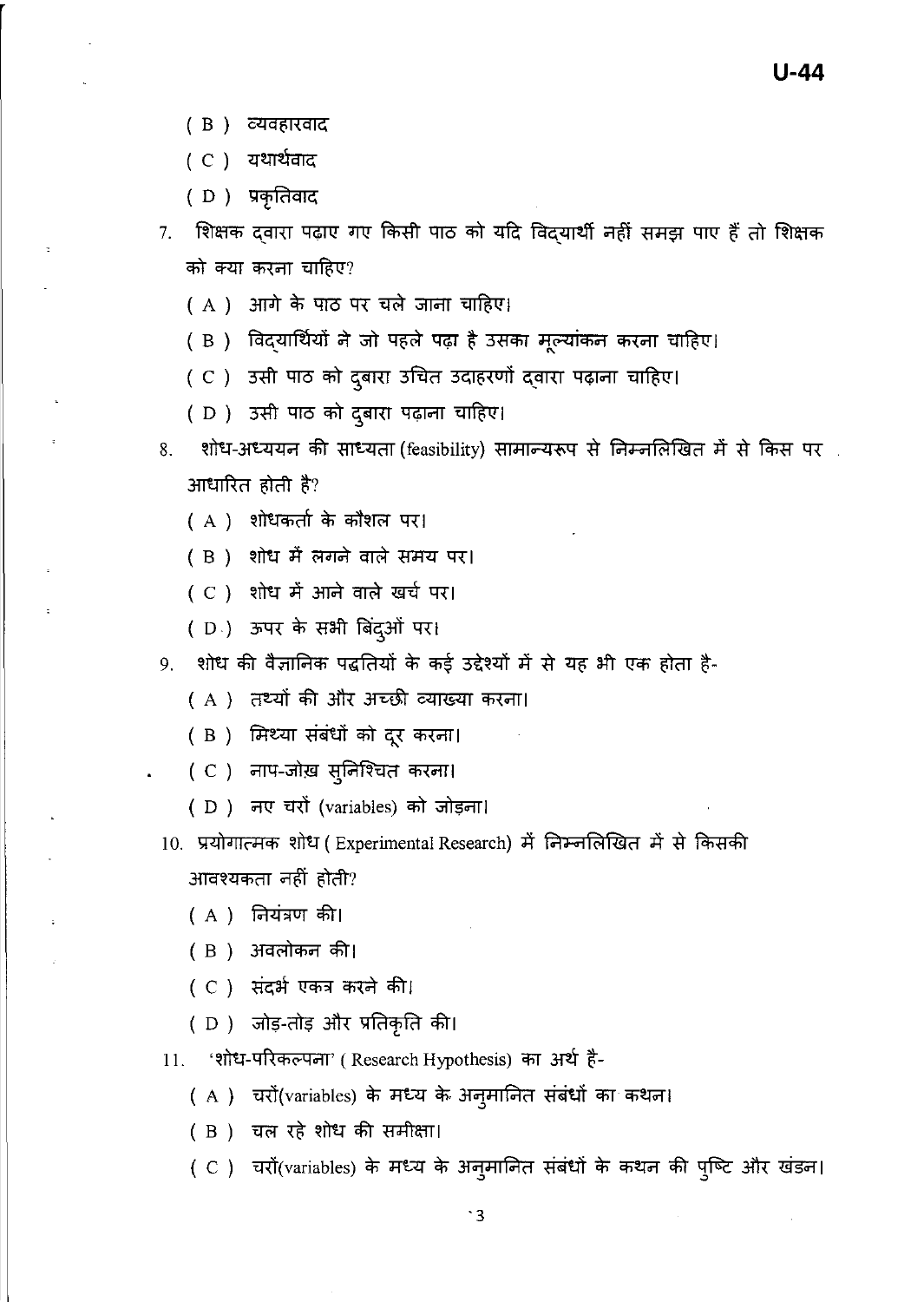( B ) व्यवहारवाद

( C ) यथार्थवाद

( D ) प्रकृतिवाद

7. शिक्षक द्वारा पढ़ाए गए किसी पाठ को यदि विद्यार्थी नहीं समझ पाए हैं तो शिक्षक को क्या करना चाहिए?

   ( A ) आगे के पाठ पर चले जाना चाहिए।

   ( B ) विद्यार्थियों ने जो पहले पढ़ा है उसका मूल्यांकन करना चाहिए।

   ( C ) उसी पाठ को दुबारा उचित उदाहरणों द्वारा पढ़ाना चाहिए।

   ( D ) उसी पाठ को दुबारा पढ़ाना चाहिए।

8. शोध-अध्ययन की साध्यता (feasibility) सामान्यरूप से निम्नलिखित में से किस पर आधारित होती है?

   ( A ) शोधकर्ता के कौशल पर।

   ( B ) शोध में लगने वाले समय पर।

   ( C ) शोध में आने वाले खर्च पर।

   ( D ) ऊपर के सभी बिंदुओं पर।

9. शोध की वैज्ञानिक पद्धतियों के कई उद्देश्यों में से यह भी एक होता है-

   ( A ) तथ्यों की और अच्छी व्याख्या करना।

   ( B ) मिथ्या संबंधों को दूर करना।

   ( C ) नाप-जोख़ सुनिश्चित करना।

   ( D ) नए चरों (variables) को जोड़ना।

10. प्रयोगात्मक शोध ( Experimental Research) में निम्नलिखित में से किसकी आवश्यकता नहीं होती?

   ( A ) नियंत्रण की।

   ( B ) अवलोकन की।

   ( C ) संदर्भ एकत्र करने की।

   ( D ) जोड़-तोड़ और प्रतिकृति की।

11. 'शोध-परिकल्पना' ( Research Hypothesis) का अर्थ है-

   ( A ) चरों(variables) के मध्य के अनुमानित संबंधों का कथन।

   ( B ) चल रहे शोध की समीक्षा।

   ( C ) चरों(variables) के मध्य के अनुमानित संबंधों के कथन की पुष्टि और खंडन।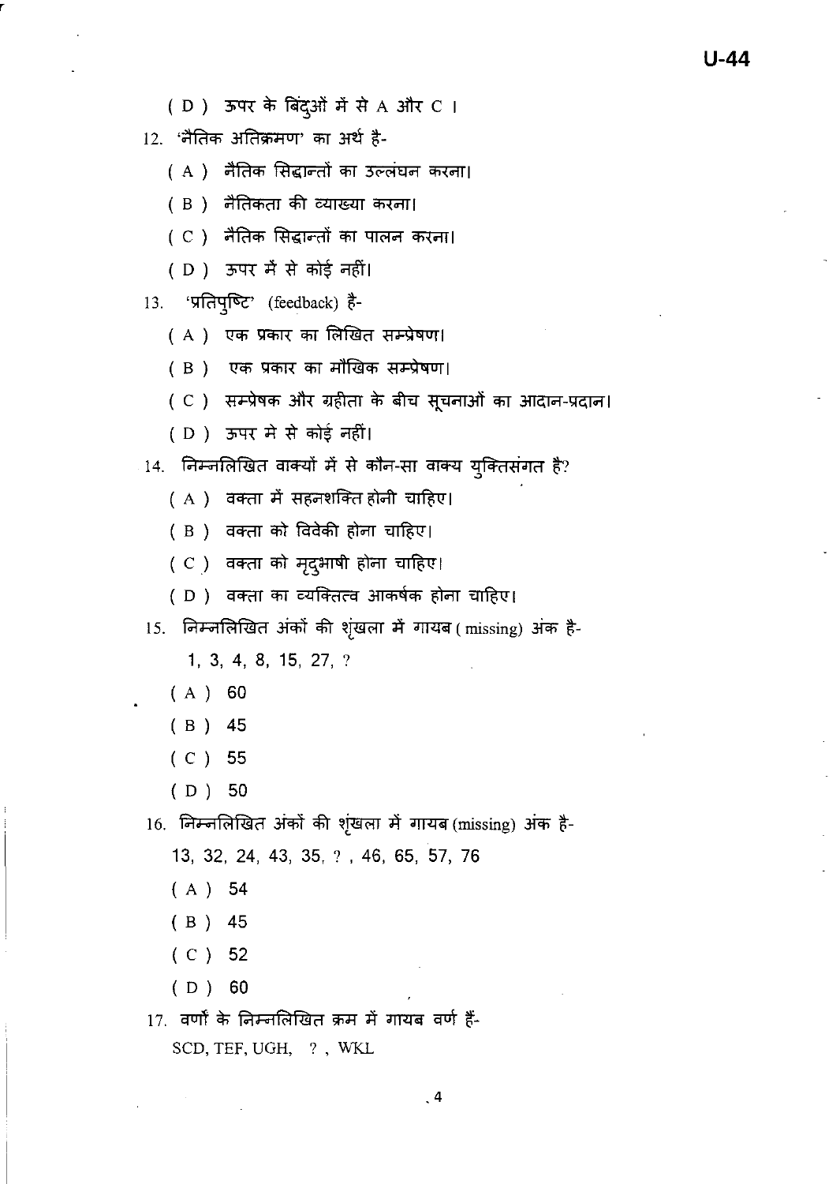( D ) ऊपर के बिंदुओं में से A और C ।

12. 'नैतिक अतिक्रमण' का अर्थ है-

   ( A ) नैतिक सिद्धान्तों का उल्लंघन करना।

   ( B ) नैतिकता की व्याख्या करना।

   ( C ) नैतिक सिद्धान्तों का पालन करना।

   ( D ) ऊपर में से कोई नहीं।

13. 'प्रतिपुष्टि' (feedback) है-

   ( A ) एक प्रकार का लिखित सम्प्रेषण।

   ( B ) एक प्रकार का मौखिक सम्प्रेषण।

   ( C ) सम्प्रेषक और ग्रहीता के बीच सूचनाओं का आदान-प्रदान।

   ( D ) ऊपर मे से कोई नहीं।

14. निम्नलिखित वाक्यों में से कौन-सा वाक्य युक्तिसंगत है?

   ( A ) वक्ता में सहनशक्ति होनी चाहिए।

   ( B ) वक्ता को विवेकी होना चाहिए।

   ( C ) वक्ता को मृदुभाषी होना चाहिए।

   ( D ) वक्ता का व्यक्तित्व आकर्षक होना चाहिए।

15. निम्नलिखित अंकों की शृंखला में गायब ( missing) अंक है-

   1, 3, 4, 8, 15, 27, ?

   ( A ) 60

   ( B ) 45

   ( C ) 55

   ( D ) 50

16. निम्नलिखित अंकों की शृंखला में गायब (missing) अंक है-

   13, 32, 24, 43, 35, ? , 46, 65, 57, 76

   ( A ) 54

   ( B ) 45

   ( C ) 52

   ( D ) 60

17. वर्णों के निम्नलिखित क्रम में गायब वर्ण हैं-

   SCD, TEF, UGH, ? , WKL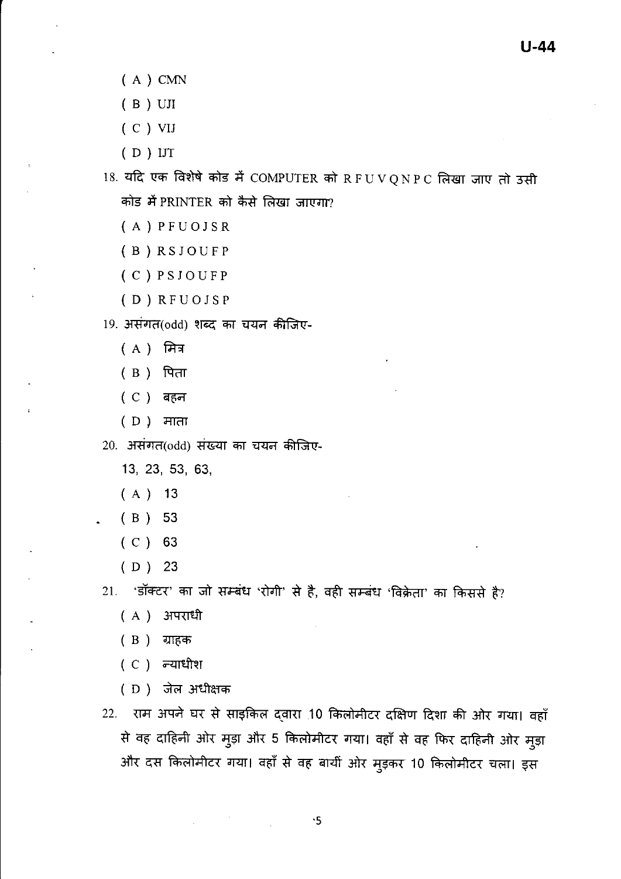( A ) CMN

( B ) UJI

( C ) VIJ

( D ) IJT

18. यदि एक विशेषे कोड में COMPUTER को R F U V Q N P C लिखा जाए तो उसी कोड में PRINTER को कैसे लिखा जाएगा?

( A ) P F U O J S R

( B ) R S J O U F P

( C ) P S J O U F P

( D ) R F U O J S P

19. असंगत(odd) शब्द का चयन कीजिए-

( A ) मित्र

( B ) पिता

( C ) बहन

( D ) माता

20. असंगत(odd) संख्या का चयन कीजिए-

13, 23, 53, 63,

( A ) 13

( B ) 53

( C ) 63

( D ) 23

21. 'डॉक्टर' का जो सम्बंध 'रोगी' से है, वही सम्बंध 'विक्रेता' का किससे है?

( A ) अपराधी

( B ) ग्राहक

( C ) न्याधीश

( D ) जेल अधीक्षक

22. राम अपने घर से साइकिल द्वारा 10 किलोमीटर दक्षिण दिशा की ओर गया। वहाँ से वह दाहिनी ओर मुड़ा और 5 किलोमीटर गया। वहाँ से वह फिर दाहिनी ओर मुड़ा और दस किलोमीटर गया। वहाँ से वह बायीं ओर मुड़कर 10 किलोमीटर चला। इस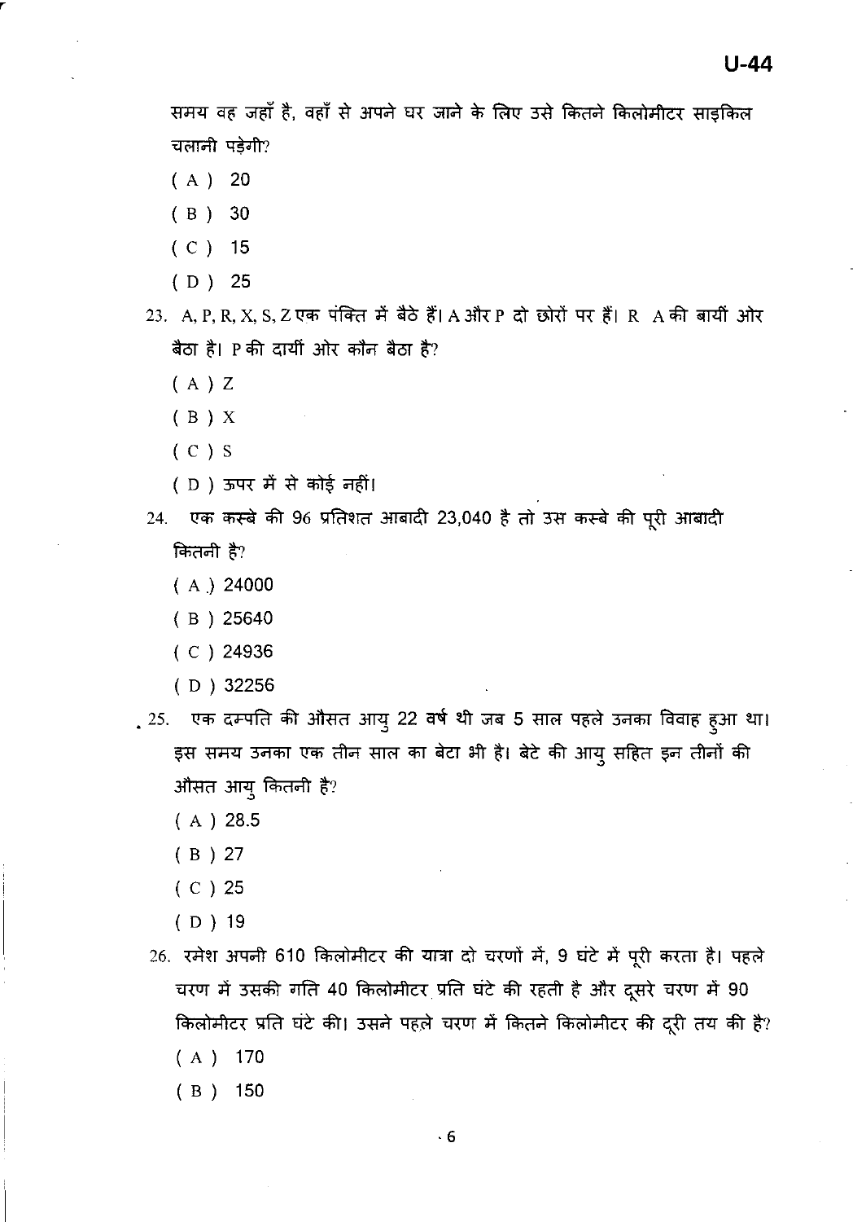समय वह जहाँ है, वहाँ से अपने घर जाने के लिए उसे कितने किलोमीटर साइकिल चलानी पड़ेगी?

( A ) 20

( B ) 30

( C ) 15

( D ) 25

23. A, P, R, X, S, Z एक पंक्ति में बैठे हैं। A और P दो छोरों पर हैं। R A की बायीं ओर बैठा है। P की दायीं ओर कौन बैठा है?

( A ) Z

( B ) X

( C ) S

( D ) ऊपर में से कोई नहीं।

24. एक कस्बे की 96 प्रतिशत आबादी 23,040 है तो उस कस्बे की पूरी आबादी कितनी है?

( A ) 24000

( B ) 25640

( C ) 24936

( D ) 32256

25. एक दम्पति की औसत आयु 22 वर्ष थी जब 5 साल पहले उनका विवाह हुआ था। इस समय उनका एक तीन साल का बेटा भी है। बेटे की आयु सहित इन तीनों की औसत आयु कितनी है?

( A ) 28.5

( B ) 27

( C ) 25

( D ) 19

26. रमेश अपनी 610 किलोमीटर की यात्रा दो चरणों में, 9 घंटे में पूरी करता है। पहले चरण में उसकी गति 40 किलोमीटर प्रति घंटे की रहती है और दूसरे चरण में 90 किलोमीटर प्रति घंटे की। उसने पहले चरण में कितने किलोमीटर की दूरी तय की है?

( A ) 170

( B ) 150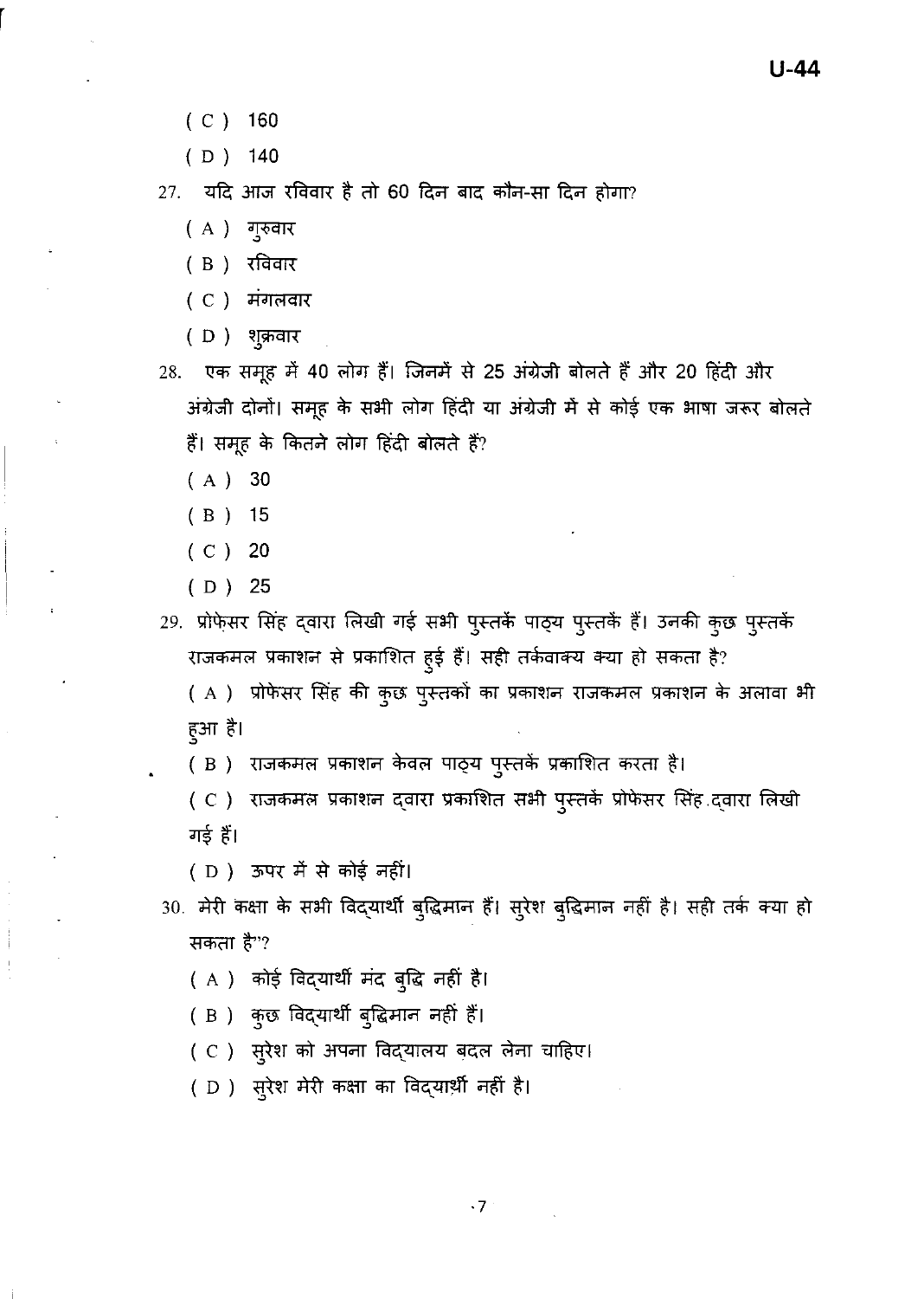( C ) 160

( D ) 140

27. यदि आज रविवार है तो 60 दिन बाद कौन-सा दिन होगा?

   ( A ) गुरुवार

   ( B ) रविवार

   ( C ) मंगलवार

   ( D ) शुक्रवार

28. एक समूह में 40 लोग हैं। जिनमें से 25 अंग्रेजी बोलते हैं और 20 हिंदी और अंग्रेजी दोनों। समूह के सभी लोग हिंदी या अंग्रेजी में से कोई एक भाषा जरूर बोलते हैं। समूह के कितने लोग हिंदी बोलते हैं?

   ( A ) 30

   ( B ) 15

   ( C ) 20

   ( D ) 25

29. प्रोफ़ेसर सिंह द्वारा लिखी गई सभी पुस्तकें पाठ्य पुस्तकें हैं। उनकी कुछ पुस्तकें राजकमल प्रकाशन से प्रकाशित हुई हैं। सही तर्कवाक्य क्या हो सकता है?

   ( A ) प्रोफेसर सिंह की कुछ पुस्तकों का प्रकाशन राजकमल प्रकाशन के अलावा भी हुआ है।

   ( B ) राजकमल प्रकाशन केवल पाठ्य पुस्तकें प्रकाशित करता है।

   ( C ) राजकमल प्रकाशन द्वारा प्रकाशित सभी पुस्तकें प्रोफेसर सिंह द्वारा लिखी गई हैं।

   ( D ) ऊपर में से कोई नहीं।

30. मेरी कक्षा के सभी विद्यार्थी बुद्धिमान हैं। सुरेश बुद्धिमान नहीं है। सही तर्क क्या हो सकता है"?

   ( A ) कोई विद्यार्थी मंद बुद्धि नहीं है।

   ( B ) कुछ विद्यार्थी बुद्धिमान नहीं हैं।

   ( C ) सुरेश को अपना विद्यालय बदल लेना चाहिए।

   ( D ) सुरेश मेरी कक्षा का विद्यार्थी नहीं है।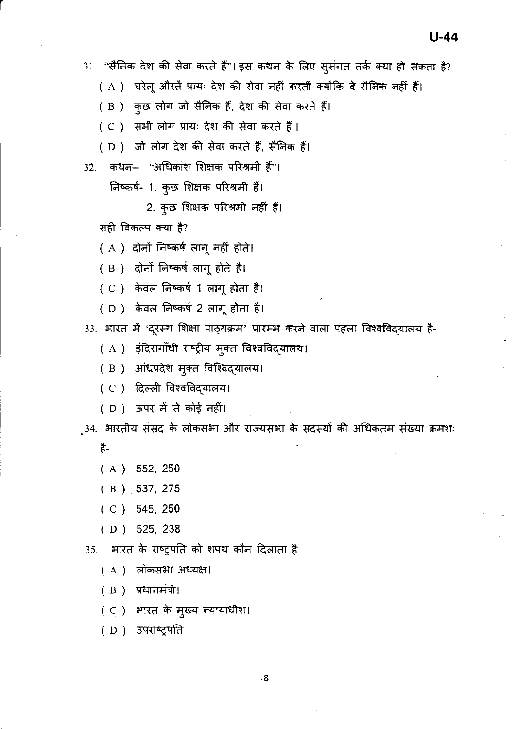31. "सैनिक देश की सेवा करते हैं"। इस कथन के लिए सुसंगत तर्क क्या हो सकता है?

   ( A ) घरेलू औरतें प्रायः देश की सेवा नहीं करतीं क्योंकि वे सैनिक नहीं हैं।

   ( B ) कुछ लोग जो सैनिक हैं, देश की सेवा करते हैं।

   ( C ) सभी लोग प्रायः देश की सेवा करते हैं ।

   ( D ) जो लोग देश की सेवा करते हैं, सैनिक हैं।

32. कथन– "अधिकांश शिक्षक परिश्रमी हैं"।

   निष्कर्ष- 1. कुछ शिक्षक परिश्रमी हैं।

   2. कुछ शिक्षक परिश्रमी नहीं हैं।

   सही विकल्प क्या है?

   ( A ) दोनों निष्कर्ष लागू नहीं होते।

   ( B ) दोनों निष्कर्ष लागू होते हैं।

   ( C ) केवल निष्कर्ष 1 लागू होता है।

   ( D ) केवल निष्कर्ष 2 लागू होता है।

33. भारत में 'दूरस्थ शिक्षा पाठ्यक्रम' प्रारम्भ करने वाला पहला विश्वविद्यालय है-

   ( A ) इंदिरागाँधी राष्ट्रीय मुक्त विश्वविद्यालय।

   ( B ) आंध्रप्रदेश मुक्त विश्विद्यालय।

   ( C ) दिल्ली विश्वविद्यालय।

   ( D ) ऊपर में से कोई नहीं।

34. भारतीय संसद के लोकसभा और राज्यसभा के सदस्यों की अधिकतम संख्या क्रमशः है-

   ( A ) 552, 250

   ( B ) 537, 275

   ( C ) 545, 250

   ( D ) 525, 238

35. भारत के राष्ट्रपति को शपथ कौन दिलाता है

   ( A ) लोकसभा अध्यक्ष।

   ( B ) प्रधानमंत्री।

   ( C ) भारत के मुख्य न्यायाधीश।

   ( D ) उपराष्ट्रपति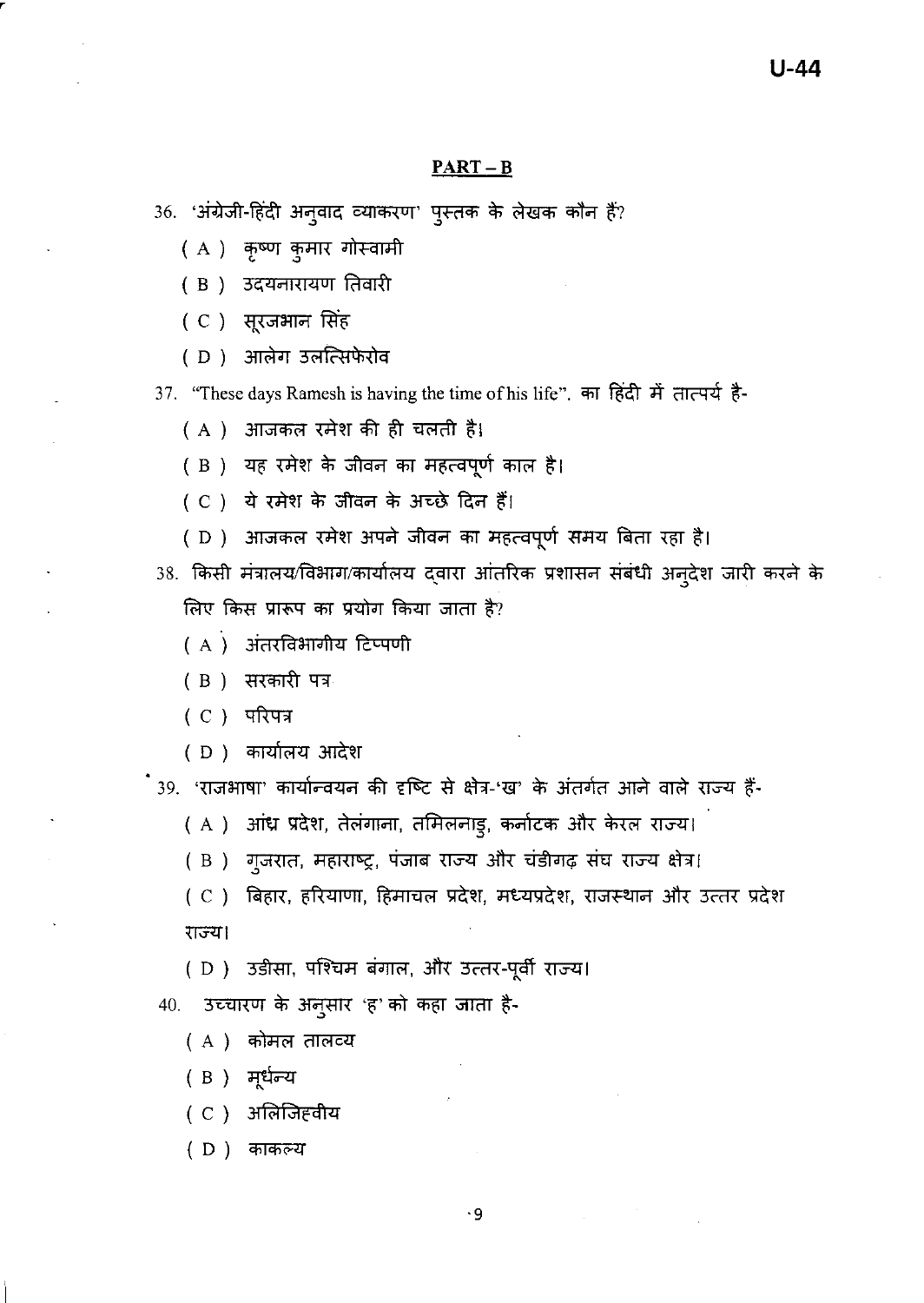## PART – B

36. 'अंग्रेजी-हिंदी अनुवाद व्याकरण' पुस्तक के लेखक कौन हैं?
   - ( A ) कृष्ण कुमार गोस्वामी
   - ( B ) उदयनारायण तिवारी
   - ( C ) सूरजभान सिंह
   - ( D ) आलेग उलत्सिफेरोव

37. "These days Ramesh is having the time of his life". का हिंदी में तात्पर्य है-
   - ( A ) आजकल रमेश की ही चलती है।
   - ( B ) यह रमेश के जीवन का महत्वपूर्ण काल है।
   - ( C ) ये रमेश के जीवन के अच्छे दिन हैं।
   - ( D ) आजकल रमेश अपने जीवन का महत्वपूर्ण समय बिता रहा है।

38. किसी मंत्रालय/विभाग/कार्यालय द्वारा आंतरिक प्रशासन संबंधी अनुदेश जारी करने के लिए किस प्रारूप का प्रयोग किया जाता है?
   - ( A ) अंतरविभागीय टिप्पणी
   - ( B ) सरकारी पत्र
   - ( C ) परिपत्र
   - ( D ) कार्यालय आदेश

39. 'राजभाषा' कार्यान्वयन की दृष्टि से क्षेत्र-'ख' के अंतर्गत आने वाले राज्य हैं-
   - ( A ) आंध्र प्रदेश, तेलंगाना, तमिलनाडु, कर्नाटक और केरल राज्य।
   - ( B ) गुजरात, महाराष्ट्र, पंजाब राज्य और चंडीगढ़ संघ राज्य क्षेत्र।
   - ( C ) बिहार, हरियाणा, हिमाचल प्रदेश, मध्यप्रदेश, राजस्थान और उत्तर प्रदेश राज्य।
   - ( D ) उडीसा, पश्चिम बंगाल, और उत्तर-पूर्वी राज्य।

40. उच्चारण के अनुसार 'ह' को कहा जाता है-
   - ( A ) कोमल तालव्य
   - ( B ) मूर्धन्य
   - ( C ) अलिजिह्वीय
   - ( D ) काकल्य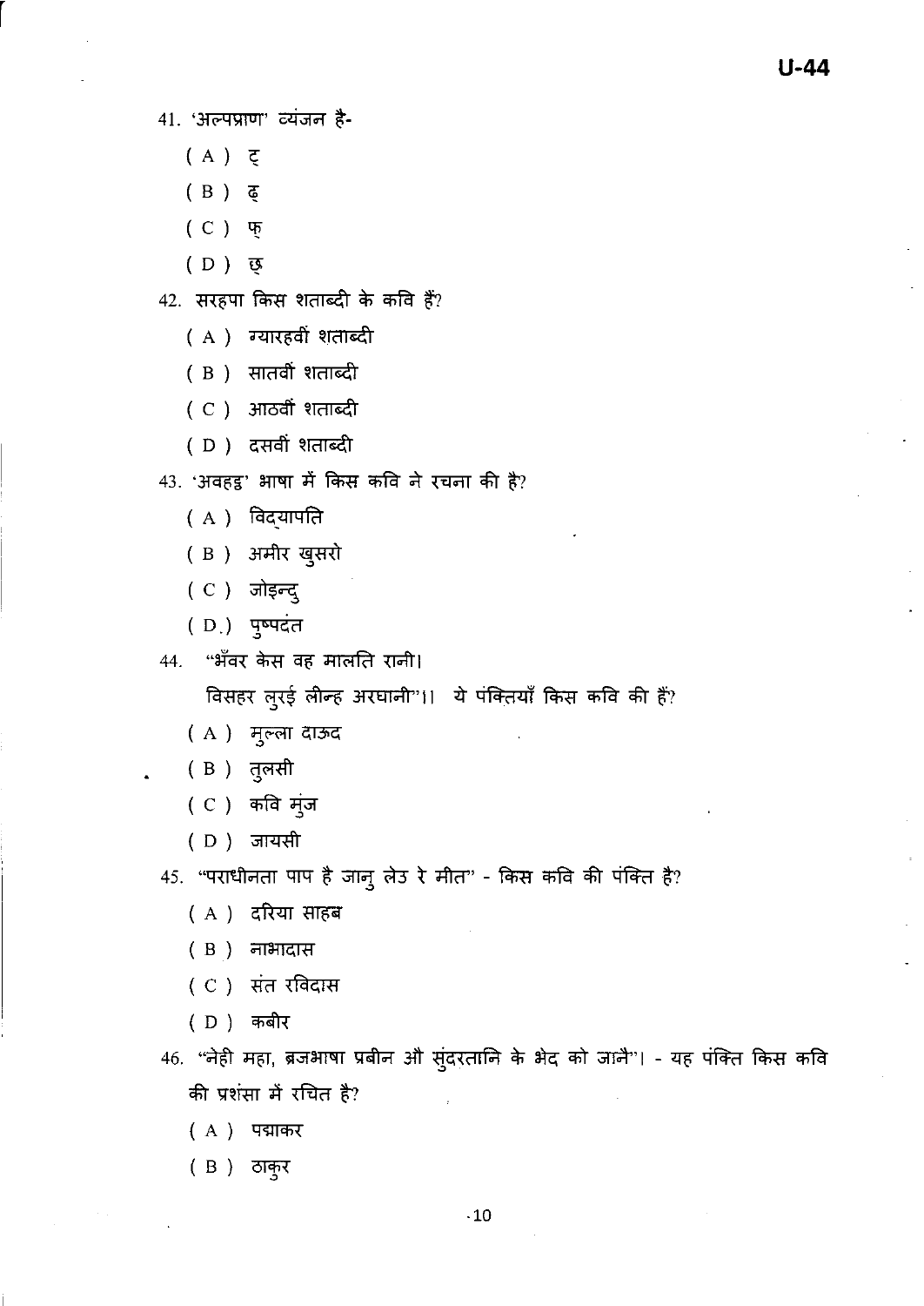41. 'अल्पप्राण' व्यंजन है-

( A ) ट्

( B ) ढ्

( C ) फ्

( D ) छ्

42. सरहपा किस शताब्दी के कवि हैं?

( A ) ग्यारहवीं शताब्दी

( B ) सातवीं शताब्दी

( C ) आठवीं शताब्दी

( D ) दसवीं शताब्दी

43. 'अवहट्ट' भाषा में किस कवि ने रचना की है?

( A ) विद्यापति

( B ) अमीर खुसरो

( C ) जोइन्दु

( D ) पुष्पदंत

44. "भँवर केस वह मालति रानी।
विसहर लुरई लीन्ह अरघानी"।। ये पंक्तियाँ किस कवि की हैं?

( A ) मुल्ला दाऊद

( B ) तुलसी

( C ) कवि मुंज

( D ) जायसी

45. "पराधीनता पाप है जानु लेउ रे मीत" - किस कवि की पंक्ति है?

( A ) दरिया साहब

( B ) नाभादास

( C ) संत रविदास

( D ) कबीर

46. "नेही महा, ब्रजभाषा प्रबीन औ सुंदरतानि के भेद को जानै"। - यह पंक्ति किस कवि की प्रशंसा में रचित है?

( A ) पद्माकर

( B ) ठाकुर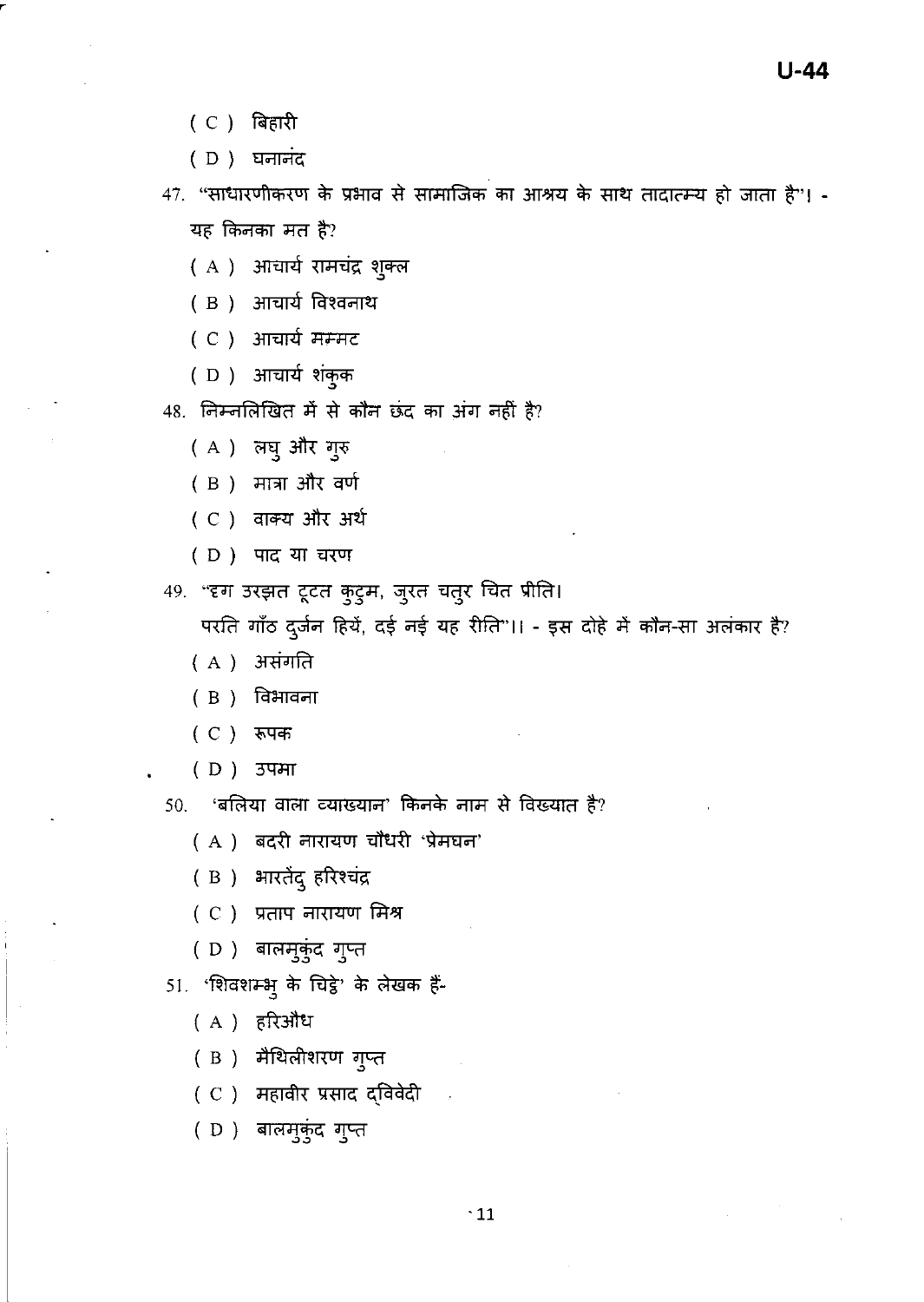( C ) बिहारी

( D ) घनानंद

47. "साधारणीकरण के प्रभाव से सामाजिक का आश्रय के साथ तादात्म्य हो जाता है"। - यह किनका मत है?

( A ) आचार्य रामचंद्र शुक्ल

( B ) आचार्य विश्वनाथ

( C ) आचार्य मम्मट

( D ) आचार्य शंकुक

48. निम्नलिखित में से कौन छंद का अंग नहीं है?

( A ) लघु और गुरु

( B ) मात्रा और वर्ण

( C ) वाक्य और अर्थ

( D ) पाद या चरण

49. "दृग उरझत टूटत कुटुम, जुरत चतुर चित प्रीति।
परति गाँठ दुर्जन हियें, दई नई यह रीति"।। - इस दोहे में कौन-सा अलंकार है?

( A ) असंगति

( B ) विभावना

( C ) रूपक

( D ) उपमा

50. 'बलिया वाला व्याख्यान' किनके नाम से विख्यात है?

( A ) बदरी नारायण चौधरी 'प्रेमघन'

( B ) भारतेंदु हरिश्चंद्र

( C ) प्रताप नारायण मिश्र

( D ) बालमुकुंद गुप्त

51. 'शिवशम्भु के चिट्ठे' के लेखक हैं-

( A ) हरिऔध

( B ) मैथिलीशरण गुप्त

( C ) महावीर प्रसाद द्विवेदी

( D ) बालमुकुंद गुप्त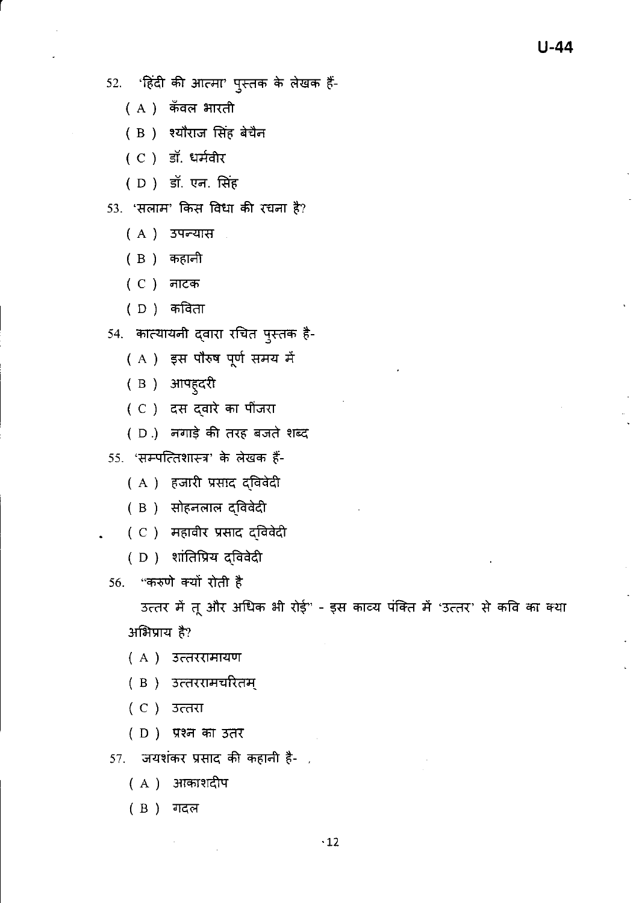52. 'हिंदी की आत्मा' पुस्तक के लेखक हैं-

   ( A ) कँवल भारती

   ( B ) श्यौराज सिंह बेचैन

   ( C ) डॉ. धर्मवीर

   ( D ) डॉ. एन. सिंह

53. 'सलाम' किस विधा की रचना है?

   ( A ) उपन्यास

   ( B ) कहानी

   ( C ) नाटक

   ( D ) कविता

54. कात्यायनी द्वारा रचित पुस्तक है-

   ( A ) इस पौरुष पूर्ण समय में

   ( B ) आपहुदरी

   ( C ) दस द्वारे का पींजरा

   ( D ) नगाड़े की तरह बजते शब्द

55. 'सम्पत्तिशास्त्र' के लेखक हैं-

   ( A ) हजारी प्रसाद द्विवेदी

   ( B ) सोहनलाल द्विवेदी

   ( C ) महावीर प्रसाद द्विवेदी

   ( D ) शांतिप्रिय द्विवेदी

56. "करुणे क्यों रोती है
   उत्तर में तू और अधिक भी रोई" - इस काव्य पंक्ति में 'उत्तर' से कवि का क्या अभिप्राय है?

   ( A ) उत्तररामायण

   ( B ) उत्तररामचरितम्

   ( C ) उत्तरा

   ( D ) प्रश्न का उतर

57. जयशंकर प्रसाद की कहानी है-

   ( A ) आकाशदीप

   ( B ) गदल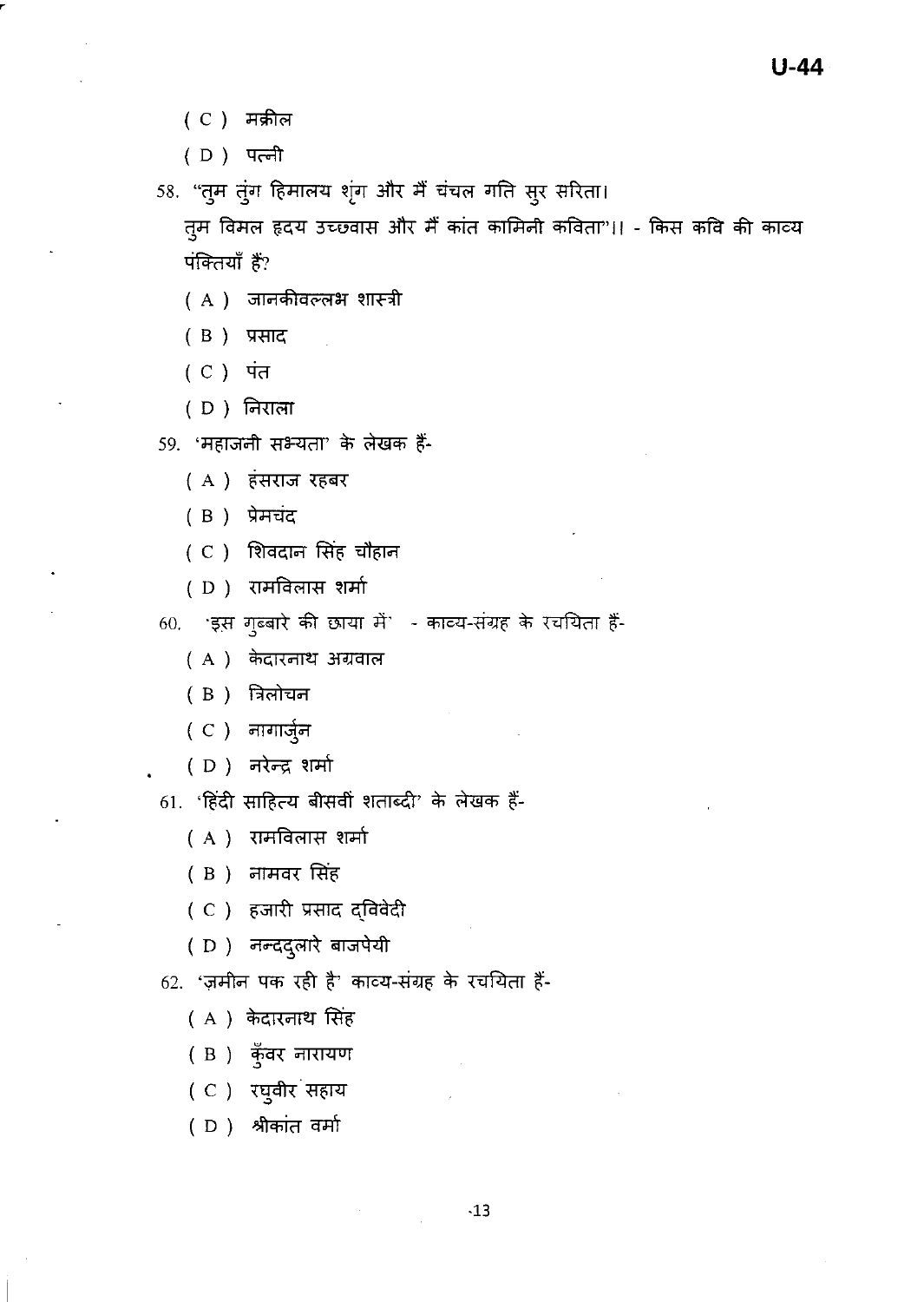( C ) मक़ील

( D ) पत्नी

58. "तुम तुंग हिमालय शृंग और मैं चंचल गति सुर सरिता।
तुम विमल हृदय उच्छवास और मैं कांत कामिनी कविता"।। - किस कवि की काव्य पंक्तियाँ हैं?

( A ) जानकीवल्लभ शास्त्री

( B ) प्रसाद

( C ) पंत

( D ) निराला

59. 'महाजनी सभ्यता' के लेखक हैं-

( A ) हंसराज रहबर

( B ) प्रेमचंद

( C ) शिवदान सिंह चौहान

( D ) रामविलास शर्मा

60. 'इस गुब्बारे की छाया में' - काव्य-संग्रह के रचयिता हैं-

( A ) केदारनाथ अग्रवाल

( B ) त्रिलोचन

( C ) नागार्जुन

( D ) नरेन्द्र शर्मा

61. 'हिंदी साहित्य बीसवीं शताब्दी' के लेखक हैं-

( A ) रामविलास शर्मा

( B ) नामवर सिंह

( C ) हजारी प्रसाद द्विवेदी

( D ) नन्ददुलारे बाजपेयी

62. 'ज़मीन पक रही है' काव्य-संग्रह के रचयिता हैं-

( A ) केदारनाथ सिंह

( B ) कुँवर नारायण

( C ) रघुवीर सहाय

( D ) श्रीकांत वर्मा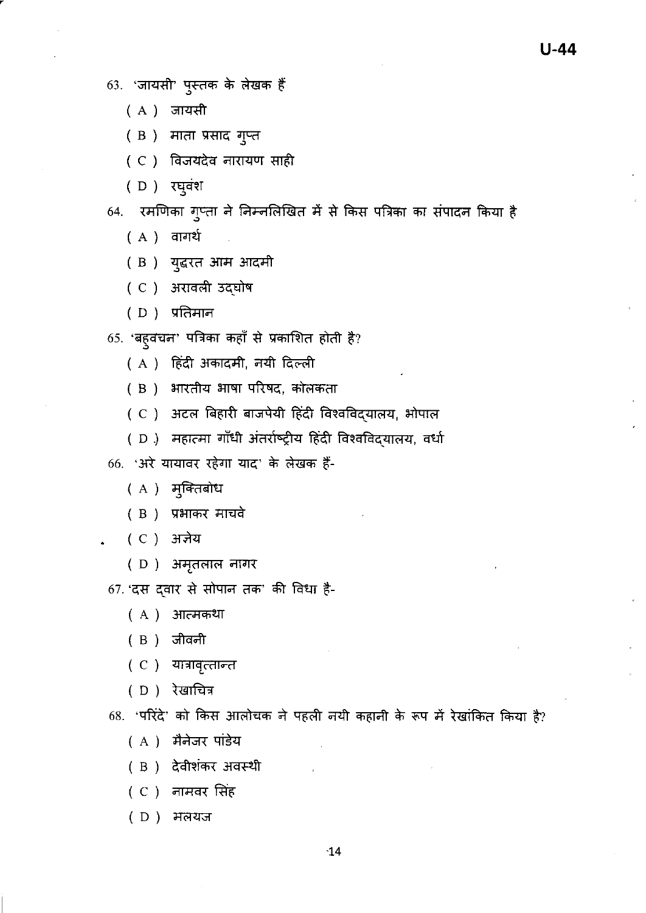63. 'जायसी' पुस्तक के लेखक हैं

( A ) जायसी

( B ) माता प्रसाद गुप्त

( C ) विजयदेव नारायण साही

( D ) रघुवंश

64. रमणिका गुप्ता ने निम्नलिखित में से किस पत्रिका का संपादन किया है

( A ) वागर्थ

( B ) युद्धरत आम आदमी

( C ) अरावली उद्घोष

( D ) प्रतिमान

65. 'बहुवचन' पत्रिका कहाँ से प्रकाशित होती है?

( A ) हिंदी अकादमी, नयी दिल्ली

( B ) भारतीय भाषा परिषद, कोलकता

( C ) अटल बिहारी बाजपेयी हिंदी विश्वविद्यालय, भोपाल

( D ) महात्मा गाँधी अंतर्राष्ट्रीय हिंदी विश्वविद्यालय, वर्धा

66. 'अरे यायावर रहेगा याद' के लेखक हैं-

( A ) मुक्तिबोध

( B ) प्रभाकर माचवे

( C ) अज्ञेय

( D ) अमृतलाल नागर

67. 'दस द्वार से सोपान तक' की विधा है-

( A ) आत्मकथा

( B ) जीवनी

( C ) यात्रावृत्तान्त

( D ) रेखाचित्र

68. 'परिंदे' को किस आलोचक ने पहली नयी कहानी के रूप में रेखांकित किया है?

( A ) मैनेजर पांडेय

( B ) देवीशंकर अवस्थी

( C ) नामवर सिंह

( D ) मलयज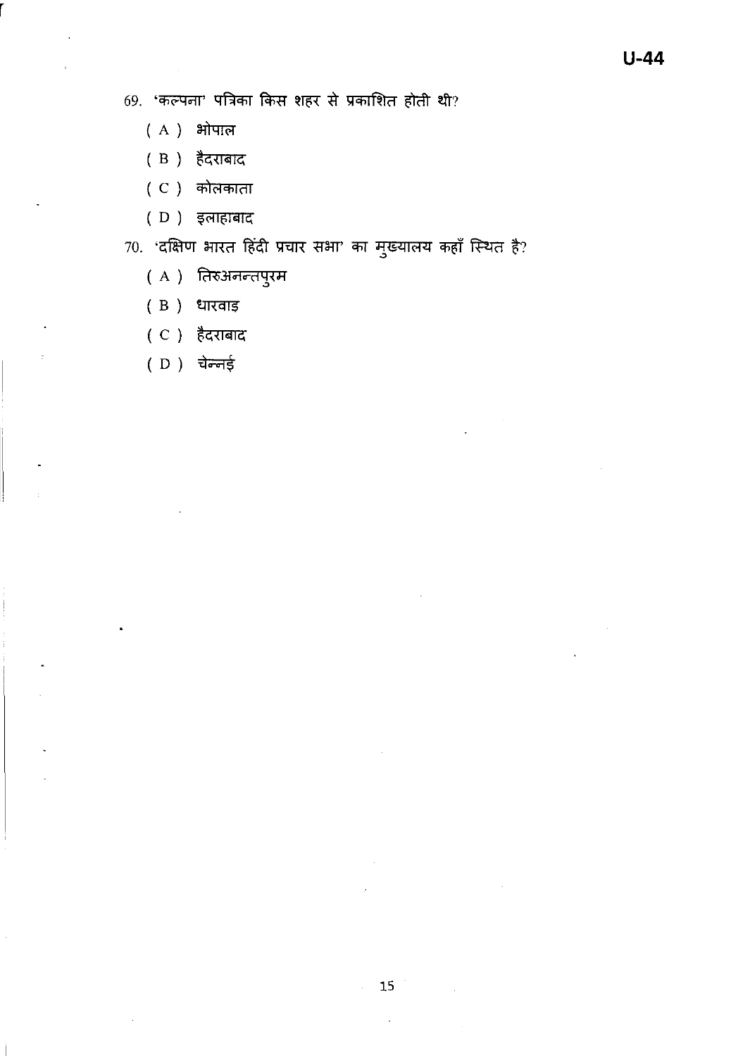69. 'कल्पना' पत्रिका किस शहर से प्रकाशित होती थी?

   (A) भोपाल

   (B) हैदराबाद

   (C) कोलकाता

   (D) इलाहाबाद

70. 'दक्षिण भारत हिंदी प्रचार सभा' का मुख्यालय कहाँ स्थित है?

   (A) तिरुअनन्तपुरम

   (B) धारवाड़

   (C) हैदराबाद

   (D) चेन्नई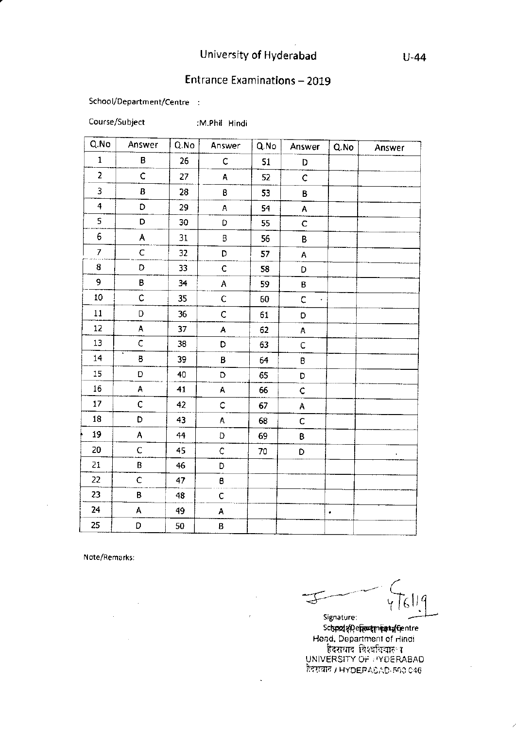University of Hyderabad

U-44

## Entrance Examinations – 2019

School/Department/Centre :

Course/Subject :M.Phil Hindi

| Q.No | Answer | Q.No | Answer | Q.No | Answer | Q.No | Answer |
|---|---|---|---|---|---|---|---|
| 1 | B | 26 | C | 51 | D | | |
| 2 | C | 27 | A | 52 | C | | |
| 3 | B | 28 | B | 53 | B | | |
| 4 | D | 29 | A | 54 | A | | |
| 5 | D | 30 | D | 55 | C | | |
| 6 | A | 31 | B | 56 | B | | |
| 7 | C | 32 | D | 57 | A | | |
| 8 | D | 33 | C | 58 | D | | |
| 9 | B | 34 | A | 59 | B | | |
| 10 | C | 35 | C | 60 | C | | |
| 11 | D | 36 | C | 61 | D | | |
| 12 | A | 37 | A | 62 | A | | |
| 13 | C | 38 | D | 63 | C | | |
| 14 | B | 39 | B | 64 | B | | |
| 15 | D | 40 | D | 65 | D | | |
| 16 | A | 41 | A | 66 | C | | |
| 17 | C | 42 | C | 67 | A | | |
| 18 | D | 43 | A | 68 | C | | |
| 19 | A | 44 | D | 69 | B | | |
| 20 | C | 45 | C | 70 | D | | |
| 21 | B | 46 | D | | | | |
| 22 | C | 47 | B | | | | |
| 23 | B | 48 | C | | | | |
| 24 | A | 49 | A | | | | |
| 25 | D | 50 | B | | | | |

Note/Remarks:

4/6/19

Signature:
School/Department/Centre
Head, Department of Hindi
हैदराबाद विश्वविद्यालय
UNIVERSITY OF HYDERABAD
हैदराबाद / HYDERABAD-500 046